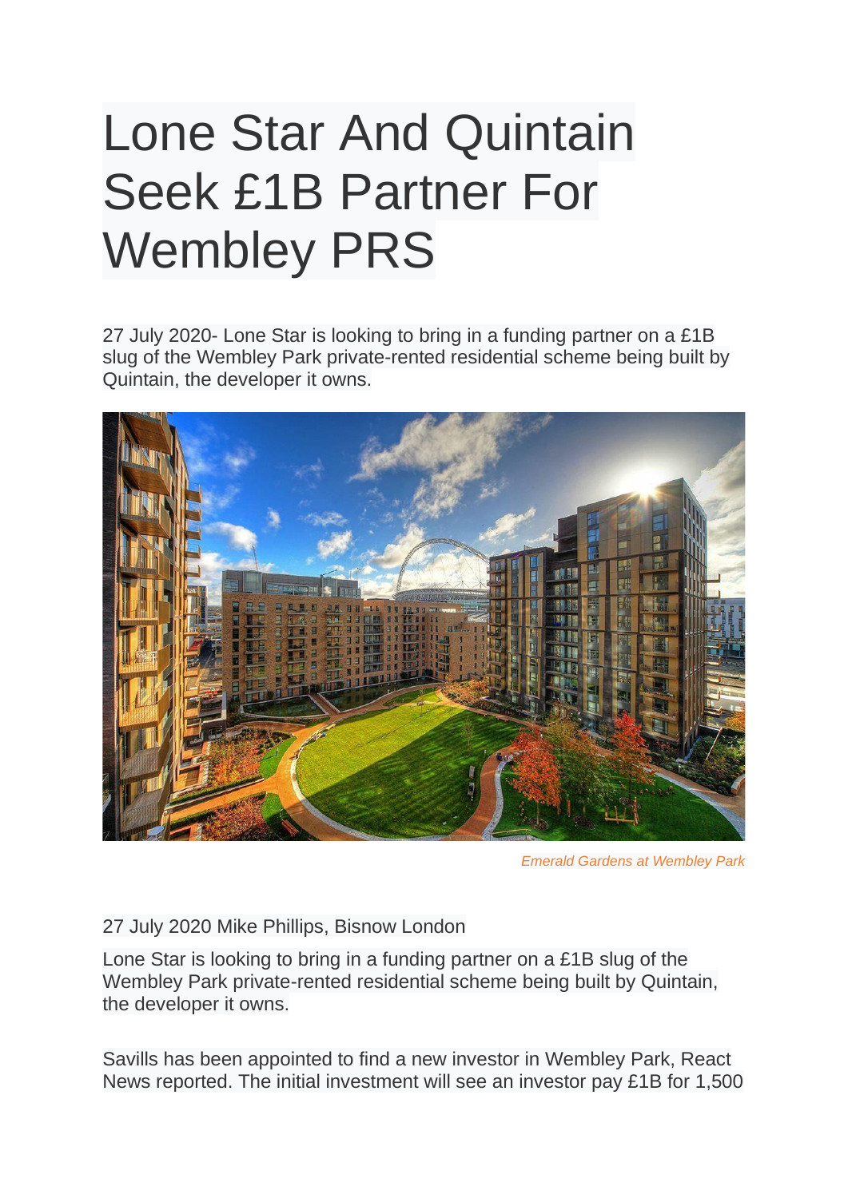# Lone Star And Quintain Seek £1B Partner For Wembley PRS

27 July 2020- Lone Star is looking to bring in a funding partner on a £1B slug of the Wembley Park private-rented residential scheme being built by Quintain, the developer it owns.

*Emerald Gardens at Wembley Park*

27 July 2020 Mike Phillips, Bisnow London

Lone Star is looking to bring in a funding partner on a £1B slug of the Wembley Park private-rented residential scheme being built by Quintain, the developer it owns.

Savills has been appointed to find a new investor in Wembley Park, React News reported. The initial investment will see an investor pay £1B for 1,500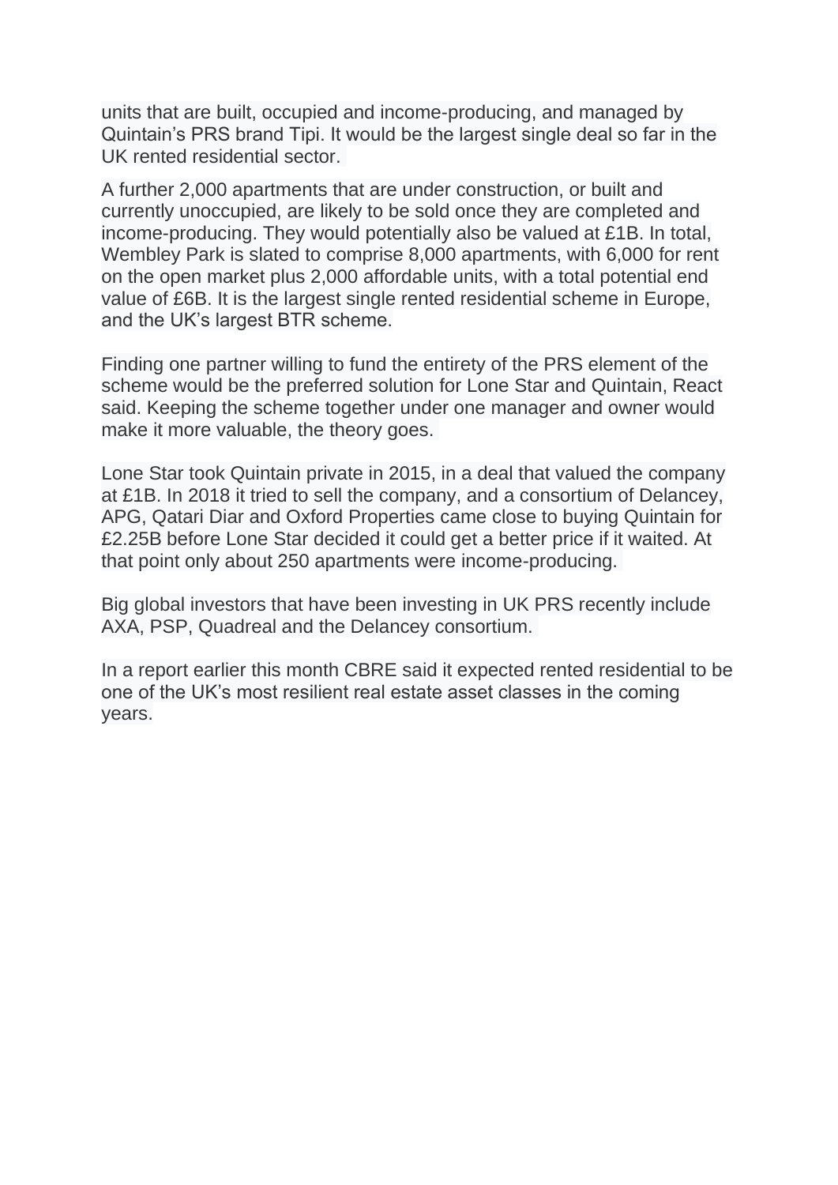units that are built, occupied and income-producing, and managed by Quintain's PRS brand Tipi. It would be the largest single deal so far in the UK rented residential sector.

A further 2,000 apartments that are under construction, or built and currently unoccupied, are likely to be sold once they are completed and income-producing. They would potentially also be valued at £1B. In total, Wembley Park is slated to comprise 8,000 apartments, with 6,000 for rent on the open market plus 2,000 affordable units, with a total potential end value of £6B. It is the largest single rented residential scheme in Europe, and the UK's largest BTR scheme.

Finding one partner willing to fund the entirety of the PRS element of the scheme would be the preferred solution for Lone Star and Quintain, React said. Keeping the scheme together under one manager and owner would make it more valuable, the theory goes.

Lone Star took Quintain private in 2015, in a deal that valued the company at £1B. In 2018 it tried to sell the company, and a consortium of Delancey, APG, Qatari Diar and Oxford Properties came close to buying Quintain for £2.25B before Lone Star decided it could get a better price if it waited. At that point only about 250 apartments were income-producing.

Big global investors that have been investing in UK PRS recently include AXA, PSP, Quadreal and the Delancey consortium.

In a report earlier this month CBRE said it expected rented residential to be one of the UK's most resilient real estate asset classes in the coming years.